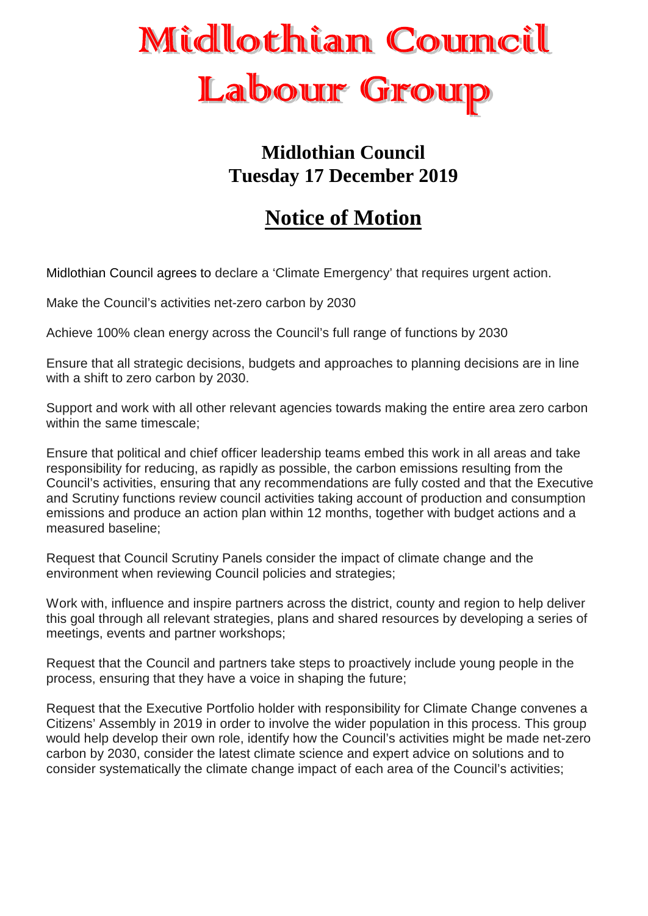# Midlothian Council Labour Group

## Midlothian Council
## Tuesday 17 December 2019

## Notice of Motion

Midlothian Council agrees to declare a 'Climate Emergency' that requires urgent action.

Make the Council's activities net-zero carbon by 2030

Achieve 100% clean energy across the Council's full range of functions by 2030

Ensure that all strategic decisions, budgets and approaches to planning decisions are in line with a shift to zero carbon by 2030.

Support and work with all other relevant agencies towards making the entire area zero carbon within the same timescale;

Ensure that political and chief officer leadership teams embed this work in all areas and take responsibility for reducing, as rapidly as possible, the carbon emissions resulting from the Council's activities, ensuring that any recommendations are fully costed and that the Executive and Scrutiny functions review council activities taking account of production and consumption emissions and produce an action plan within 12 months, together with budget actions and a measured baseline;

Request that Council Scrutiny Panels consider the impact of climate change and the environment when reviewing Council policies and strategies;

Work with, influence and inspire partners across the district, county and region to help deliver this goal through all relevant strategies, plans and shared resources by developing a series of meetings, events and partner workshops;

Request that the Council and partners take steps to proactively include young people in the process, ensuring that they have a voice in shaping the future;

Request that the Executive Portfolio holder with responsibility for Climate Change convenes a Citizens' Assembly in 2019 in order to involve the wider population in this process. This group would help develop their own role, identify how the Council's activities might be made net-zero carbon by 2030, consider the latest climate science and expert advice on solutions and to consider systematically the climate change impact of each area of the Council's activities;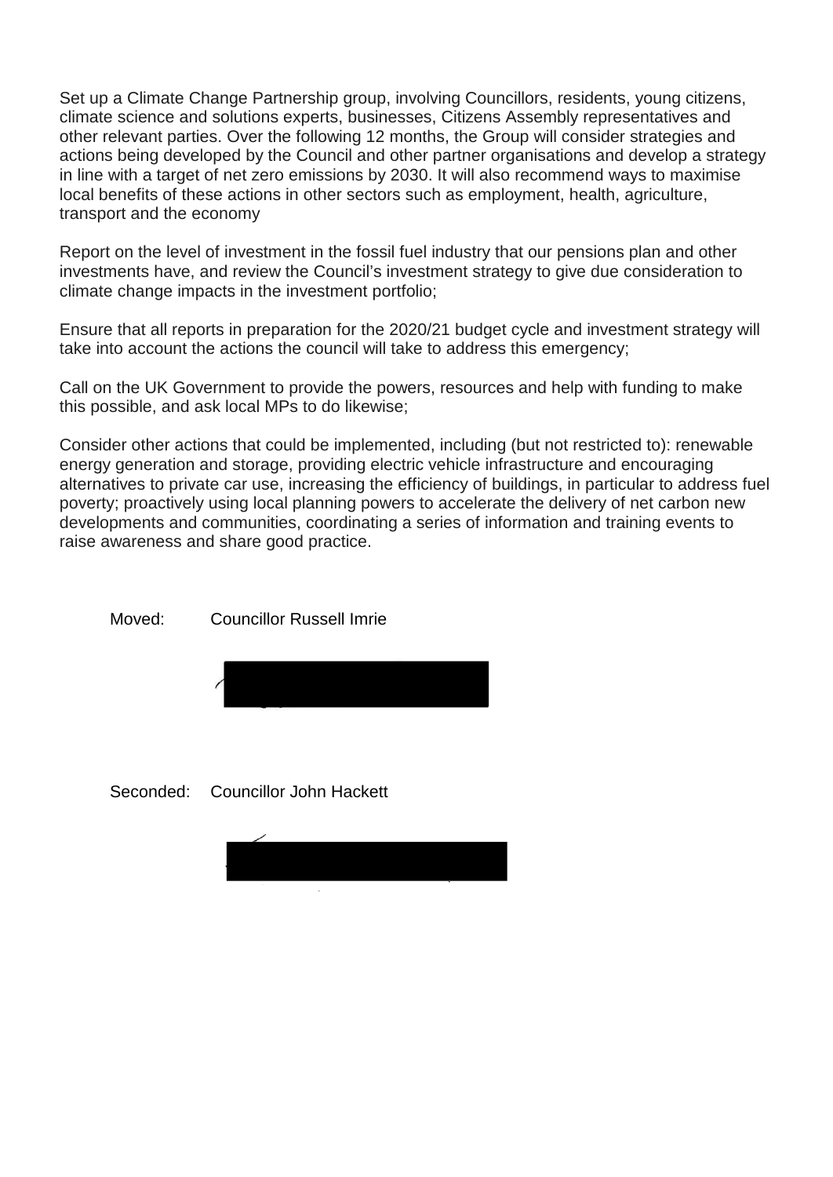Set up a Climate Change Partnership group, involving Councillors, residents, young citizens, climate science and solutions experts, businesses, Citizens Assembly representatives and other relevant parties. Over the following 12 months, the Group will consider strategies and actions being developed by the Council and other partner organisations and develop a strategy in line with a target of net zero emissions by 2030. It will also recommend ways to maximise local benefits of these actions in other sectors such as employment, health, agriculture, transport and the economy

Report on the level of investment in the fossil fuel industry that our pensions plan and other investments have, and review the Council's investment strategy to give due consideration to climate change impacts in the investment portfolio;

Ensure that all reports in preparation for the 2020/21 budget cycle and investment strategy will take into account the actions the council will take to address this emergency;

Call on the UK Government to provide the powers, resources and help with funding to make this possible, and ask local MPs to do likewise;

Consider other actions that could be implemented, including (but not restricted to): renewable energy generation and storage, providing electric vehicle infrastructure and encouraging alternatives to private car use, increasing the efficiency of buildings, in particular to address fuel poverty; proactively using local planning powers to accelerate the delivery of net carbon new developments and communities, coordinating a series of information and training events to raise awareness and share good practice.

Moved: Councillor Russell Imrie

Seconded: Councillor John Hackett